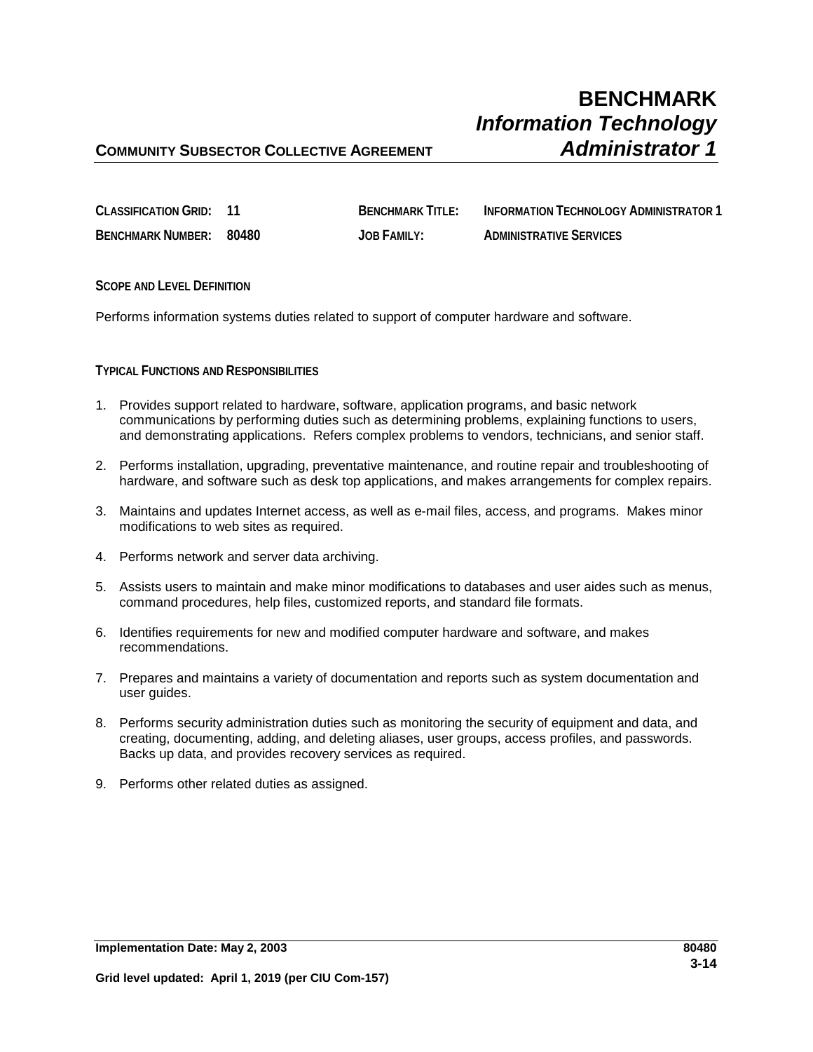# BENCHMARK
## *Information Technology Administrator 1*

**COMMUNITY SUBSECTOR COLLECTIVE AGREEMENT**

| | | | |
|---|---|---|---|
| **CLASSIFICATION GRID:** | **11** | **BENCHMARK TITLE:** | **INFORMATION TECHNOLOGY ADMINISTRATOR 1** |
| **BENCHMARK NUMBER:** | **80480** | **JOB FAMILY:** | **ADMINISTRATIVE SERVICES** |

**SCOPE AND LEVEL DEFINITION**

Performs information systems duties related to support of computer hardware and software.

**TYPICAL FUNCTIONS AND RESPONSIBILITIES**

1. Provides support related to hardware, software, application programs, and basic network communications by performing duties such as determining problems, explaining functions to users, and demonstrating applications. Refers complex problems to vendors, technicians, and senior staff.

2. Performs installation, upgrading, preventative maintenance, and routine repair and troubleshooting of hardware, and software such as desk top applications, and makes arrangements for complex repairs.

3. Maintains and updates Internet access, as well as e-mail files, access, and programs. Makes minor modifications to web sites as required.

4. Performs network and server data archiving.

5. Assists users to maintain and make minor modifications to databases and user aides such as menus, command procedures, help files, customized reports, and standard file formats.

6. Identifies requirements for new and modified computer hardware and software, and makes recommendations.

7. Prepares and maintains a variety of documentation and reports such as system documentation and user guides.

8. Performs security administration duties such as monitoring the security of equipment and data, and creating, documenting, adding, and deleting aliases, user groups, access profiles, and passwords. Backs up data, and provides recovery services as required.

9. Performs other related duties as assigned.

**Implementation Date: May 2, 2003**

**Grid level updated: April 1, 2019 (per CIU Com-157)**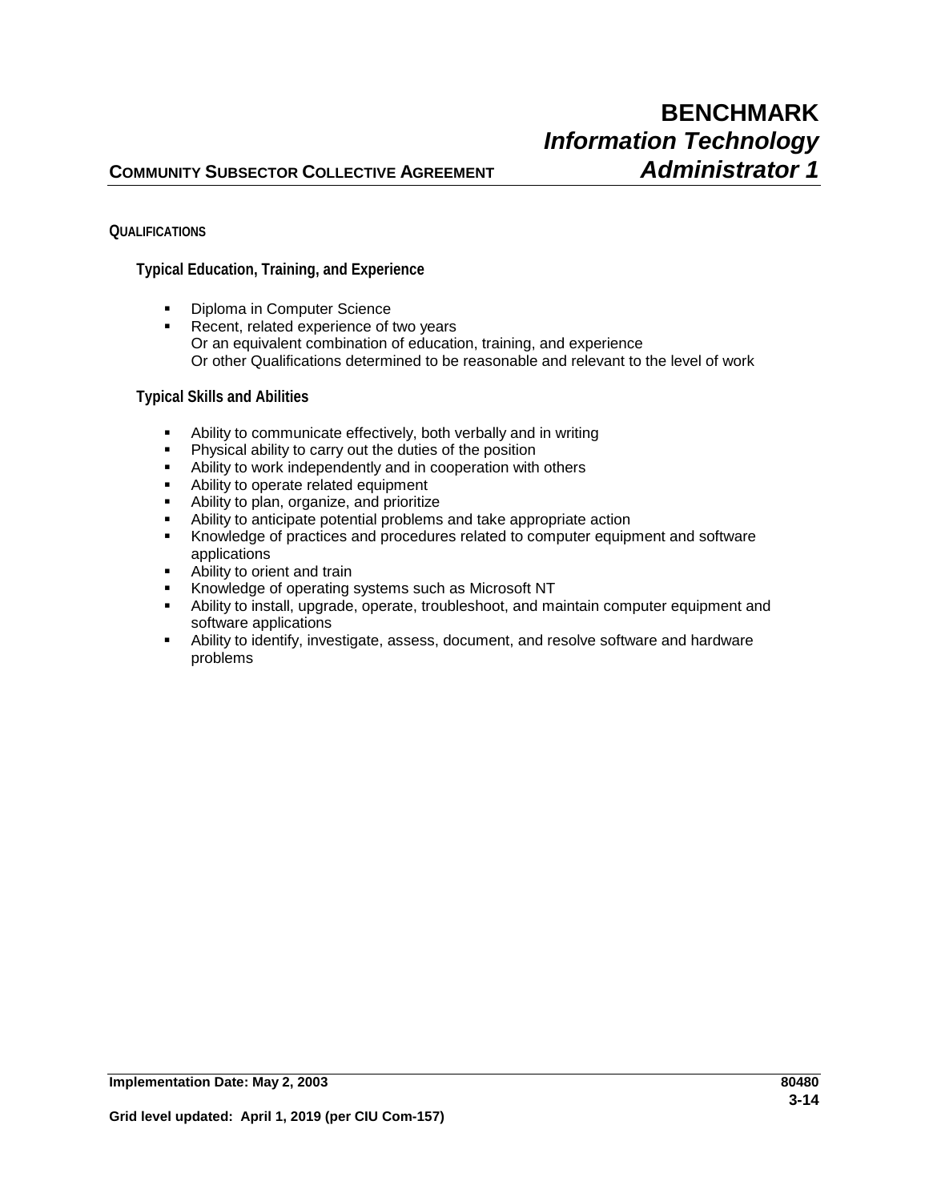## QUALIFICATIONS

### Typical Education, Training, and Experience

- Diploma in Computer Science
- Recent, related experience of two years
  Or an equivalent combination of education, training, and experience
  Or other Qualifications determined to be reasonable and relevant to the level of work

### Typical Skills and Abilities

- Ability to communicate effectively, both verbally and in writing
- Physical ability to carry out the duties of the position
- Ability to work independently and in cooperation with others
- Ability to operate related equipment
- Ability to plan, organize, and prioritize
- Ability to anticipate potential problems and take appropriate action
- Knowledge of practices and procedures related to computer equipment and software applications
- Ability to orient and train
- Knowledge of operating systems such as Microsoft NT
- Ability to install, upgrade, operate, troubleshoot, and maintain computer equipment and software applications
- Ability to identify, investigate, assess, document, and resolve software and hardware problems